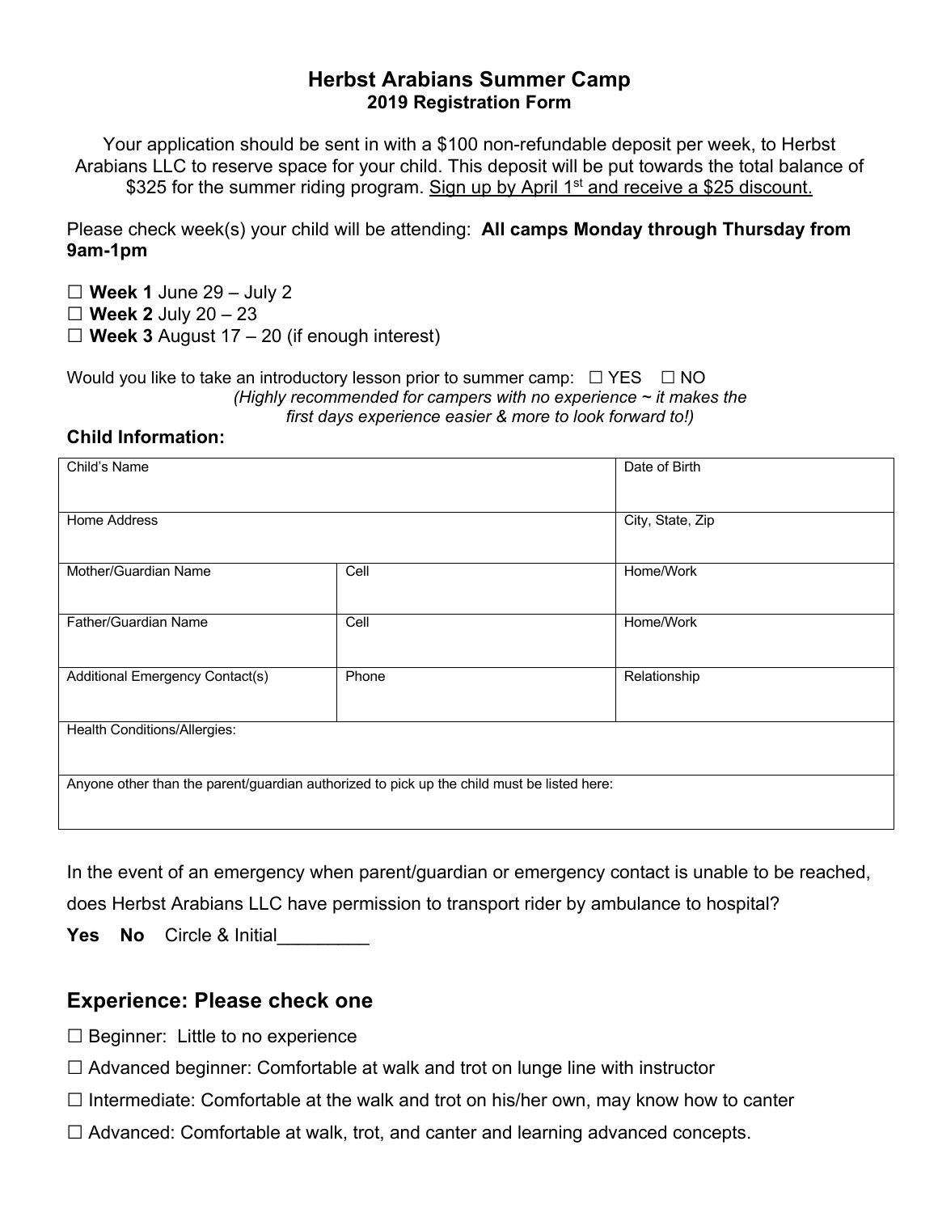# Herbst Arabians Summer Camp

## 2019 Registration Form

Your application should be sent in with a $100 non-refundable deposit per week, to Herbst Arabians LLC to reserve space for your child. This deposit will be put towards the total balance of $325 for the summer riding program. <u>Sign up by April 1st and receive a $25 discount.</u>

Please check week(s) your child will be attending: **All camps Monday through Thursday from 9am-1pm**

☐ **Week 1** June 29 – July 2
☐ **Week 2** July 20 – 23
☐ **Week 3** August 17 – 20 (if enough interest)

Would you like to take an introductory lesson prior to summer camp: ☐ YES ☐ NO
*(Highly recommended for campers with no experience ~ it makes the first days experience easier & more to look forward to!)*

**Child Information:**

| Child's Name | | Date of Birth |
|---|---|---|
| Home Address | | City, State, Zip |
| Mother/Guardian Name | Cell | Home/Work |
| Father/Guardian Name | Cell | Home/Work |
| Additional Emergency Contact(s) | Phone | Relationship |
| Health Conditions/Allergies: | | |
| Anyone other than the parent/guardian authorized to pick up the child must be listed here: | | |

In the event of an emergency when parent/guardian or emergency contact is unable to be reached, does Herbst Arabians LLC have permission to transport rider by ambulance to hospital?

**Yes** **No** Circle & Initial_________

## Experience: Please check one

☐ Beginner: Little to no experience

☐ Advanced beginner: Comfortable at walk and trot on lunge line with instructor

☐ Intermediate: Comfortable at the walk and trot on his/her own, may know how to canter

☐ Advanced: Comfortable at walk, trot, and canter and learning advanced concepts.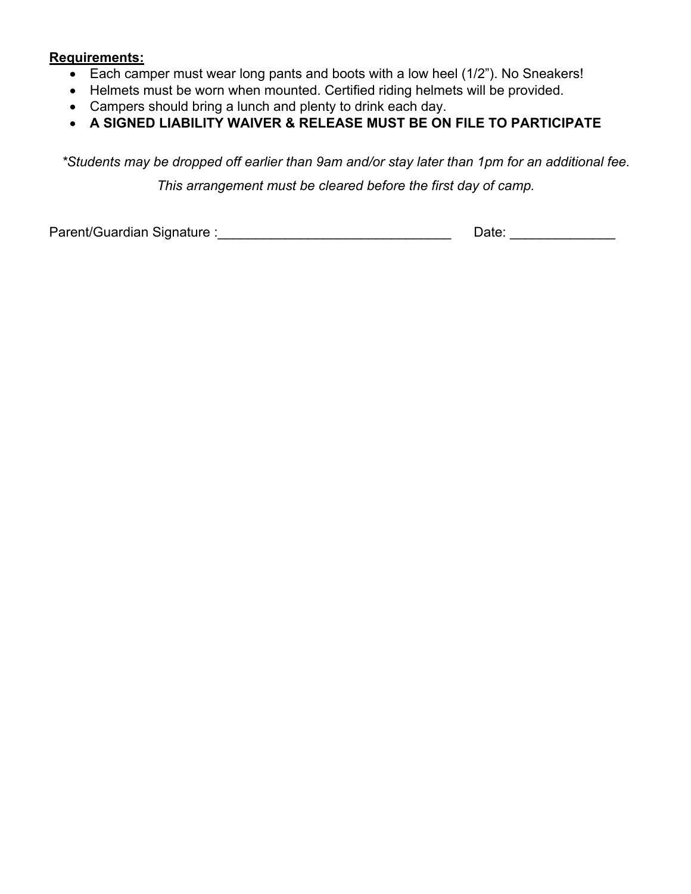**<u>Requirements:</u>**

- Each camper must wear long pants and boots with a low heel (1/2”). No Sneakers!
- Helmets must be worn when mounted. Certified riding helmets will be provided.
- Campers should bring a lunch and plenty to drink each day.
- **A SIGNED LIABILITY WAIVER & RELEASE MUST BE ON FILE TO PARTICIPATE**

*\*Students may be dropped off earlier than 9am and/or stay later than 1pm for an additional fee.*

*This arrangement must be cleared before the first day of camp.*

Parent/Guardian Signature :_______________________________ Date: ______________